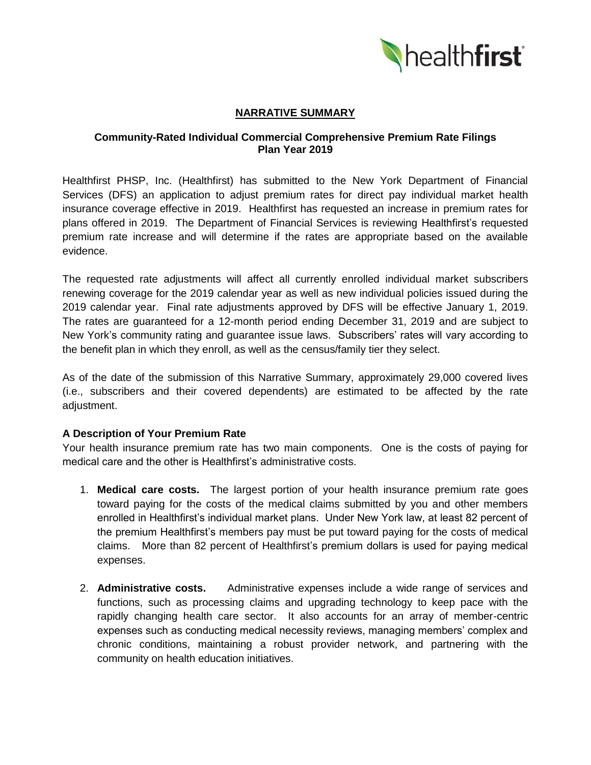healthfirst

## NARRATIVE SUMMARY

### Community-Rated Individual Commercial Comprehensive Premium Rate Filings Plan Year 2019

Healthfirst PHSP, Inc. (Healthfirst) has submitted to the New York Department of Financial Services (DFS) an application to adjust premium rates for direct pay individual market health insurance coverage effective in 2019. Healthfirst has requested an increase in premium rates for plans offered in 2019. The Department of Financial Services is reviewing Healthfirst's requested premium rate increase and will determine if the rates are appropriate based on the available evidence.

The requested rate adjustments will affect all currently enrolled individual market subscribers renewing coverage for the 2019 calendar year as well as new individual policies issued during the 2019 calendar year. Final rate adjustments approved by DFS will be effective January 1, 2019. The rates are guaranteed for a 12-month period ending December 31, 2019 and are subject to New York's community rating and guarantee issue laws. Subscribers' rates will vary according to the benefit plan in which they enroll, as well as the census/family tier they select.

As of the date of the submission of this Narrative Summary, approximately 29,000 covered lives (i.e., subscribers and their covered dependents) are estimated to be affected by the rate adjustment.

### A Description of Your Premium Rate

Your health insurance premium rate has two main components. One is the costs of paying for medical care and the other is Healthfirst's administrative costs.

1. **Medical care costs.** The largest portion of your health insurance premium rate goes toward paying for the costs of the medical claims submitted by you and other members enrolled in Healthfirst's individual market plans. Under New York law, at least 82 percent of the premium Healthfirst's members pay must be put toward paying for the costs of medical claims. More than 82 percent of Healthfirst's premium dollars is used for paying medical expenses.
2. **Administrative costs.** Administrative expenses include a wide range of services and functions, such as processing claims and upgrading technology to keep pace with the rapidly changing health care sector. It also accounts for an array of member-centric expenses such as conducting medical necessity reviews, managing members' complex and chronic conditions, maintaining a robust provider network, and partnering with the community on health education initiatives.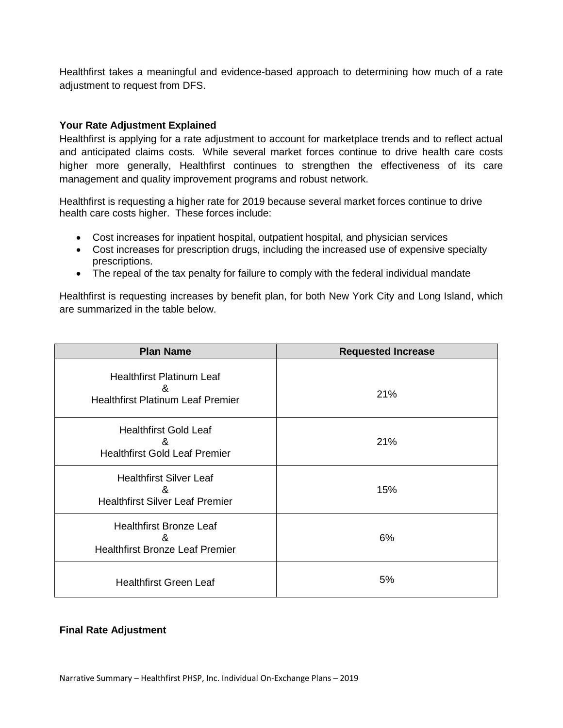Healthfirst takes a meaningful and evidence-based approach to determining how much of a rate adjustment to request from DFS.

**Your Rate Adjustment Explained**

Healthfirst is applying for a rate adjustment to account for marketplace trends and to reflect actual and anticipated claims costs. While several market forces continue to drive health care costs higher more generally, Healthfirst continues to strengthen the effectiveness of its care management and quality improvement programs and robust network.

Healthfirst is requesting a higher rate for 2019 because several market forces continue to drive health care costs higher. These forces include:

- Cost increases for inpatient hospital, outpatient hospital, and physician services
- Cost increases for prescription drugs, including the increased use of expensive specialty prescriptions.
- The repeal of the tax penalty for failure to comply with the federal individual mandate

Healthfirst is requesting increases by benefit plan, for both New York City and Long Island, which are summarized in the table below.

| Plan Name | Requested Increase |
|---|---|
| Healthfirst Platinum Leaf & Healthfirst Platinum Leaf Premier | 21% |
| Healthfirst Gold Leaf & Healthfirst Gold Leaf Premier | 21% |
| Healthfirst Silver Leaf & Healthfirst Silver Leaf Premier | 15% |
| Healthfirst Bronze Leaf & Healthfirst Bronze Leaf Premier | 6% |
| Healthfirst Green Leaf | 5% |

**Final Rate Adjustment**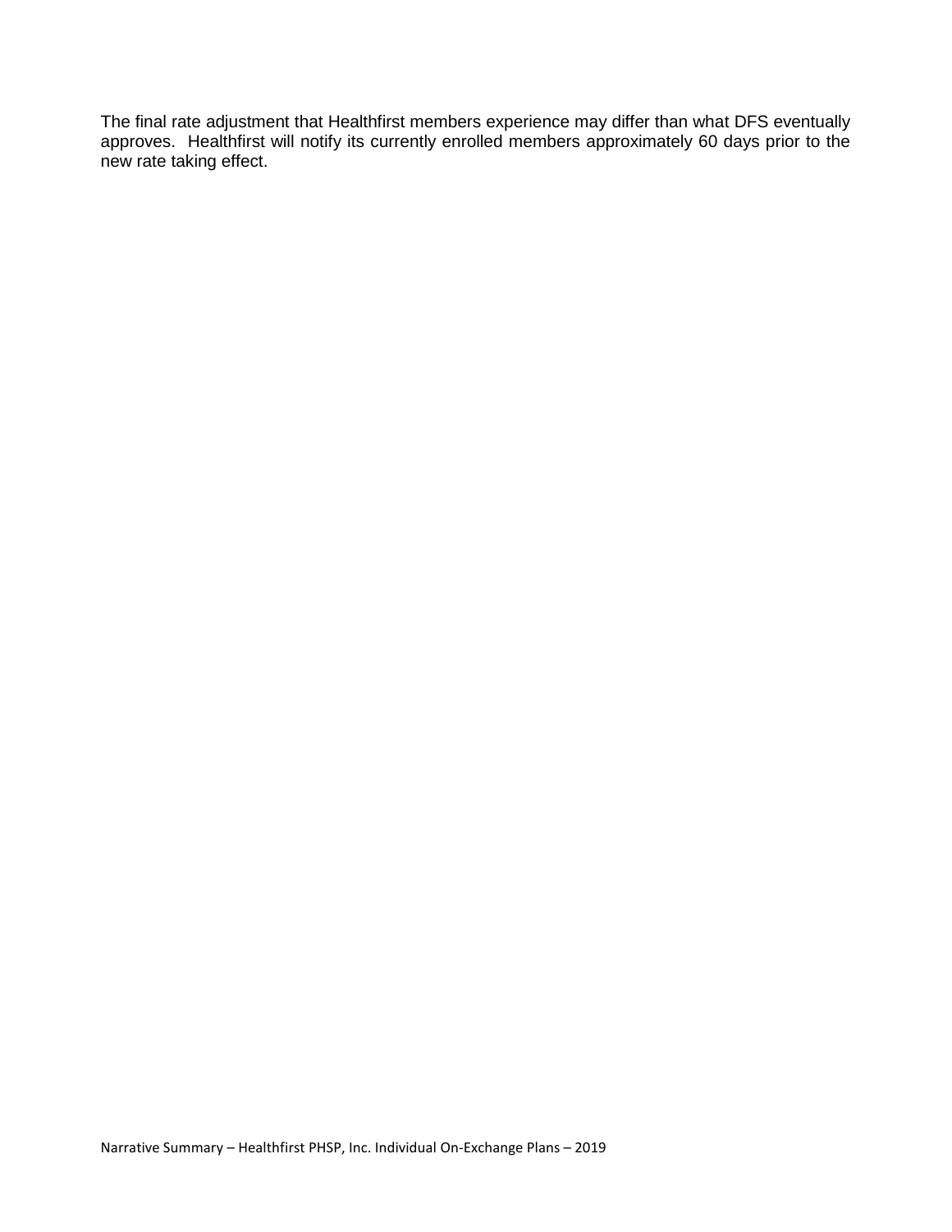The final rate adjustment that Healthfirst members experience may differ than what DFS eventually approves. Healthfirst will notify its currently enrolled members approximately 60 days prior to the new rate taking effect.